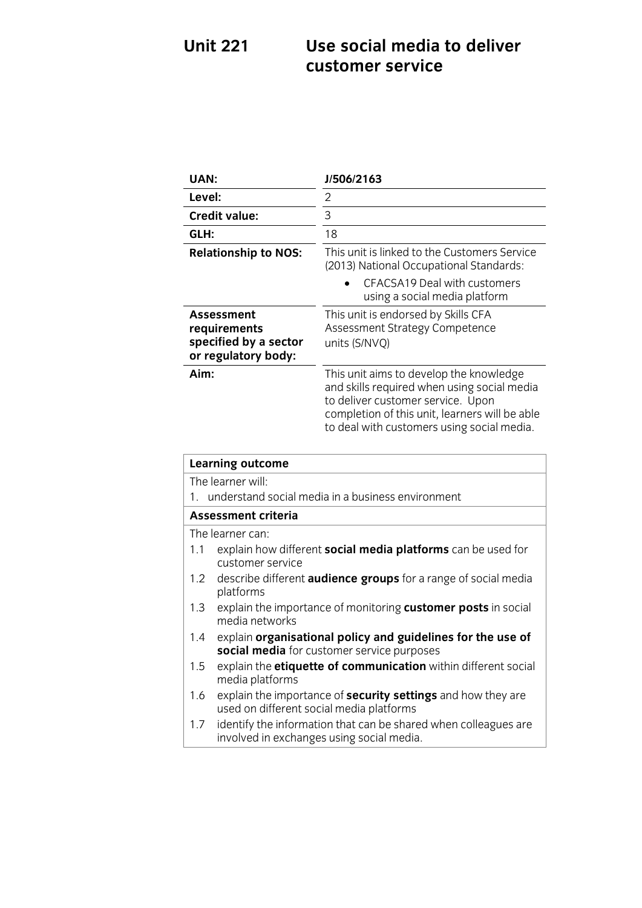# Unit 221 Use social media to deliver customer service

| | |
|---|---|
| **UAN:** | **J/506/2163** |
| **Level:** | 2 |
| **Credit value:** | 3 |
| **GLH:** | 18 |
| **Relationship to NOS:** | This unit is linked to the Customers Service (2013) National Occupational Standards:<br>• CFACSA19 Deal with customers using a social media platform |
| **Assessment requirements specified by a sector or regulatory body:** | This unit is endorsed by Skills CFA Assessment Strategy Competence units (S/NVQ) |
| **Aim:** | This unit aims to develop the knowledge and skills required when using social media to deliver customer service. Upon completion of this unit, learners will be able to deal with customers using social media. |

| **Learning outcome** |
|---|
| The learner will:<br>1. understand social media in a business environment |
| **Assessment criteria** |
| The learner can:<br>1.1 explain how different **social media platforms** can be used for customer service<br>1.2 describe different **audience groups** for a range of social media platforms<br>1.3 explain the importance of monitoring **customer posts** in social media networks<br>1.4 explain **organisational policy and guidelines for the use of social media** for customer service purposes<br>1.5 explain the **etiquette of communication** within different social media platforms<br>1.6 explain the importance of **security settings** and how they are used on different social media platforms<br>1.7 identify the information that can be shared when colleagues are involved in exchanges using social media. |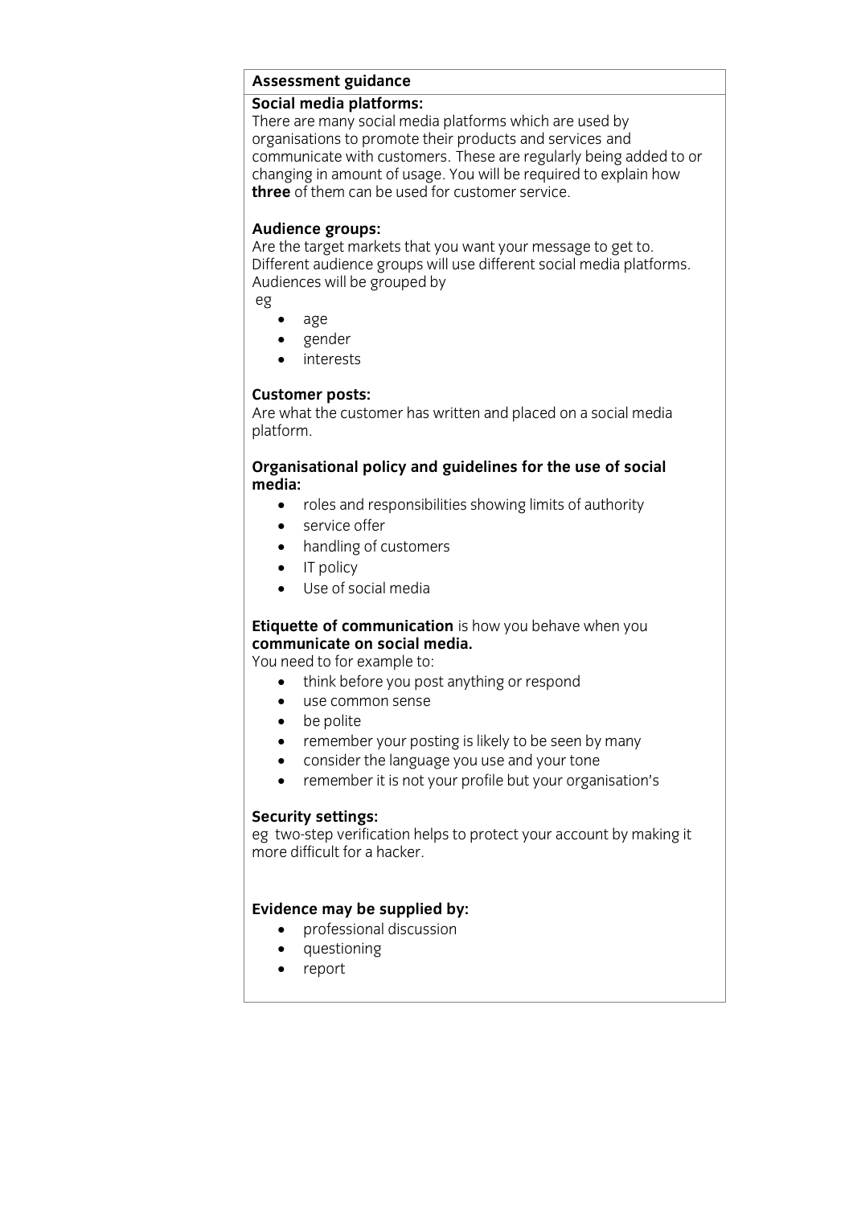**Assessment guidance**

**Social media platforms:**
There are many social media platforms which are used by organisations to promote their products and services and communicate with customers. These are regularly being added to or changing in amount of usage. You will be required to explain how **three** of them can be used for customer service.

**Audience groups:**
Are the target markets that you want your message to get to. Different audience groups will use different social media platforms. Audiences will be grouped by
eg

- age
- gender
- interests

**Customer posts:**
Are what the customer has written and placed on a social media platform.

**Organisational policy and guidelines for the use of social media:**

- roles and responsibilities showing limits of authority
- service offer
- handling of customers
- IT policy
- Use of social media

**Etiquette of communication** is how you behave when you **communicate on social media.**
You need to for example to:

- think before you post anything or respond
- use common sense
- be polite
- remember your posting is likely to be seen by many
- consider the language you use and your tone
- remember it is not your profile but your organisation's

**Security settings:**
eg two-step verification helps to protect your account by making it more difficult for a hacker.

**Evidence may be supplied by:**

- professional discussion
- questioning
- report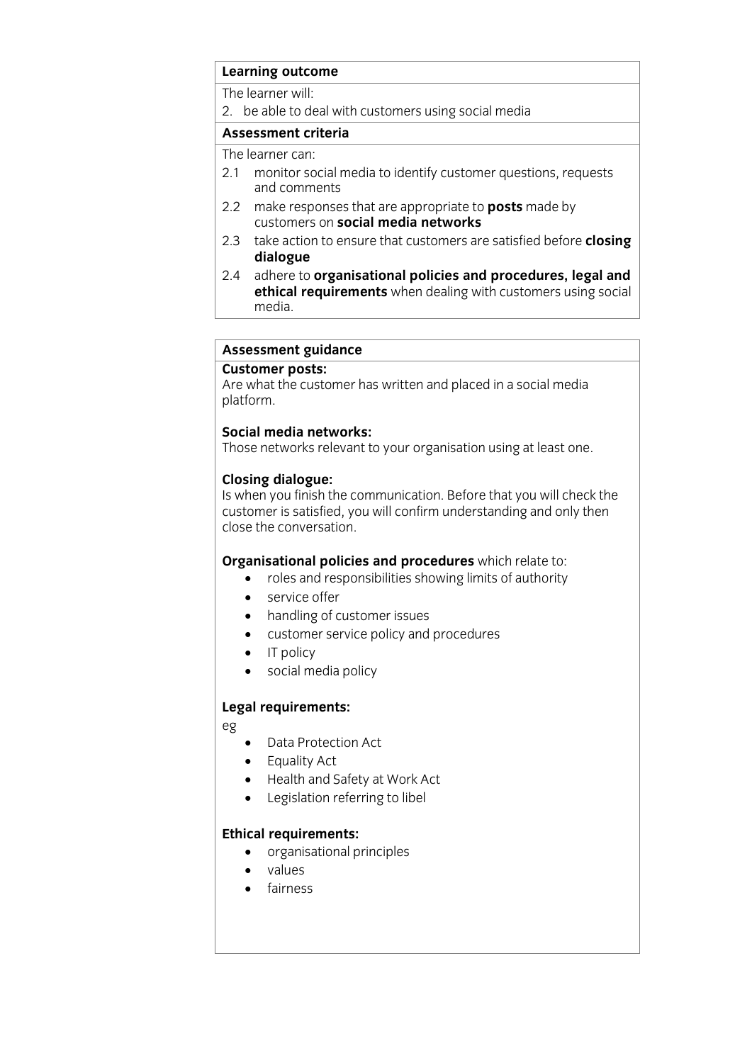| **Learning outcome** |
| --- |
| The learner will: |
| 2. be able to deal with customers using social media |
| **Assessment criteria** |
| The learner can: |
| 2.1 monitor social media to identify customer questions, requests and comments |
| 2.2 make responses that are appropriate to **posts** made by customers on **social media networks** |
| 2.3 take action to ensure that customers are satisfied before **closing dialogue** |
| 2.4 adhere to **organisational policies and procedures, legal and ethical requirements** when dealing with customers using social media. |

**Assessment guidance**

**Customer posts:**
Are what the customer has written and placed in a social media platform.

**Social media networks:**
Those networks relevant to your organisation using at least one.

**Closing dialogue:**
Is when you finish the communication. Before that you will check the customer is satisfied, you will confirm understanding and only then close the conversation.

**Organisational policies and procedures** which relate to:

- roles and responsibilities showing limits of authority
- service offer
- handling of customer issues
- customer service policy and procedures
- IT policy
- social media policy

**Legal requirements:**

eg

- Data Protection Act
- Equality Act
- Health and Safety at Work Act
- Legislation referring to libel

**Ethical requirements:**

- organisational principles
- values
- fairness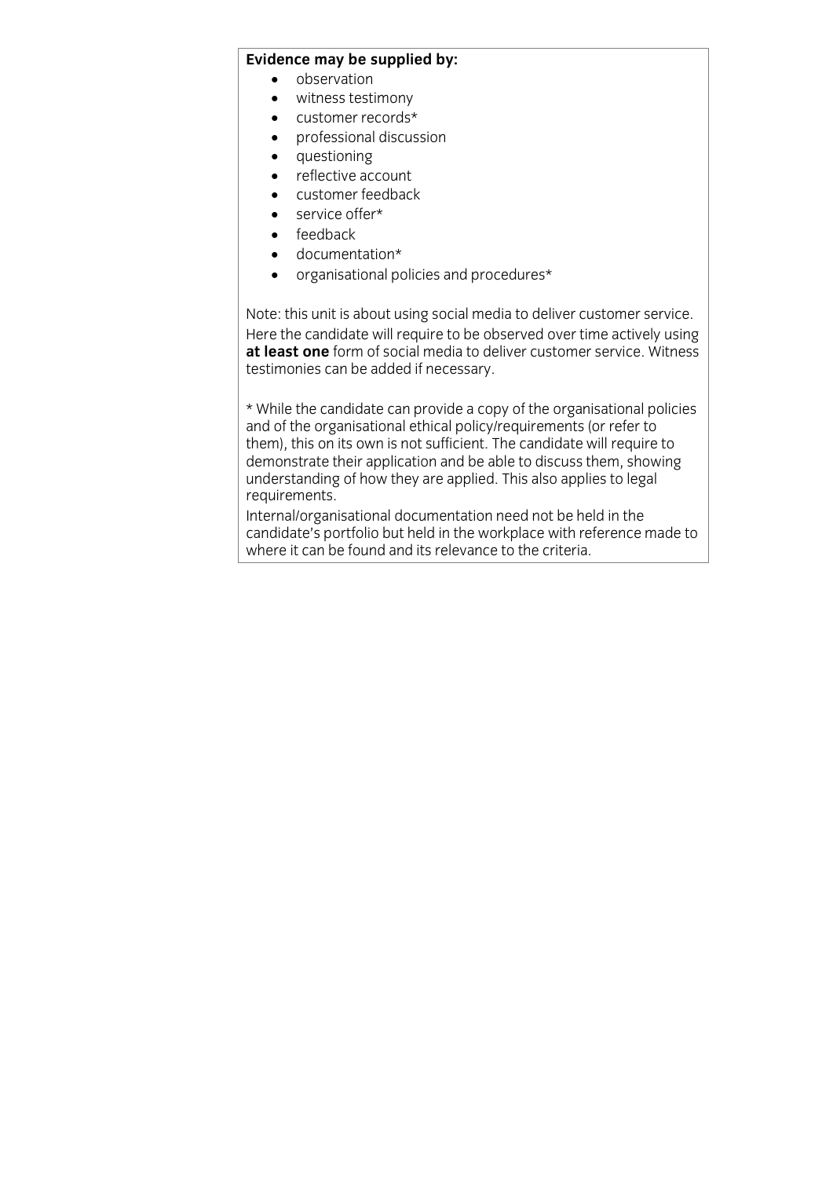**Evidence may be supplied by:**

- observation
- witness testimony
- customer records*
- professional discussion
- questioning
- reflective account
- customer feedback
- service offer*
- feedback
- documentation*
- organisational policies and procedures*

Note: this unit is about using social media to deliver customer service. Here the candidate will require to be observed over time actively using **at least one** form of social media to deliver customer service. Witness testimonies can be added if necessary.

* While the candidate can provide a copy of the organisational policies and of the organisational ethical policy/requirements (or refer to them), this on its own is not sufficient. The candidate will require to demonstrate their application and be able to discuss them, showing understanding of how they are applied. This also applies to legal requirements.

Internal/organisational documentation need not be held in the candidate's portfolio but held in the workplace with reference made to where it can be found and its relevance to the criteria.